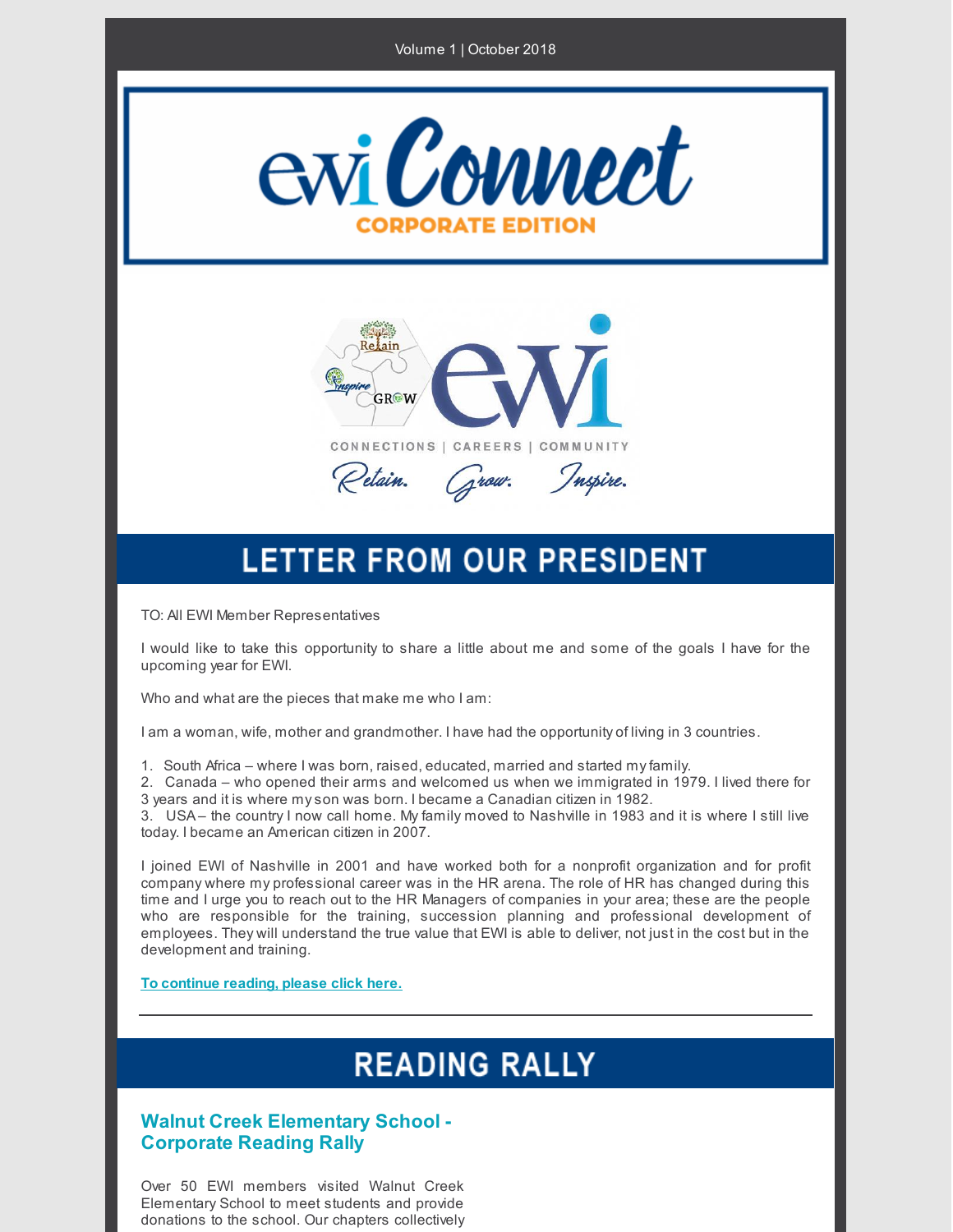Volume 1 | October 2018

# ewi Connect

**CORPORATE EDITION**

CONNECTIONS | CAREERS | COMMUNITY

*Retain. Grow. Inspire.*

## LETTER FROM OUR PRESIDENT

TO: All EWI Member Representatives

I would like to take this opportunity to share a little about me and some of the goals I have for the upcoming year for EWI.

Who and what are the pieces that make me who I am:

I am a woman, wife, mother and grandmother. I have had the opportunity of living in 3 countries.

1. South Africa – where I was born, raised, educated, married and started my family.
2. Canada – who opened their arms and welcomed us when we immigrated in 1979. I lived there for 3 years and it is where my son was born. I became a Canadian citizen in 1982.
3. USA – the country I now call home. My family moved to Nashville in 1983 and it is where I still live today. I became an American citizen in 2007.

I joined EWI of Nashville in 2001 and have worked both for a nonprofit organization and for profit company where my professional career was in the HR arena. The role of HR has changed during this time and I urge you to reach out to the HR Managers of companies in your area; these are the people who are responsible for the training, succession planning and professional development of employees. They will understand the true value that EWI is able to deliver, not just in the cost but in the development and training.

**To continue reading, please click here.**

---

## READING RALLY

### Walnut Creek Elementary School - Corporate Reading Rally

Over 50 EWI members visited Walnut Creek Elementary School to meet students and provide donations to the school. Our chapters collectively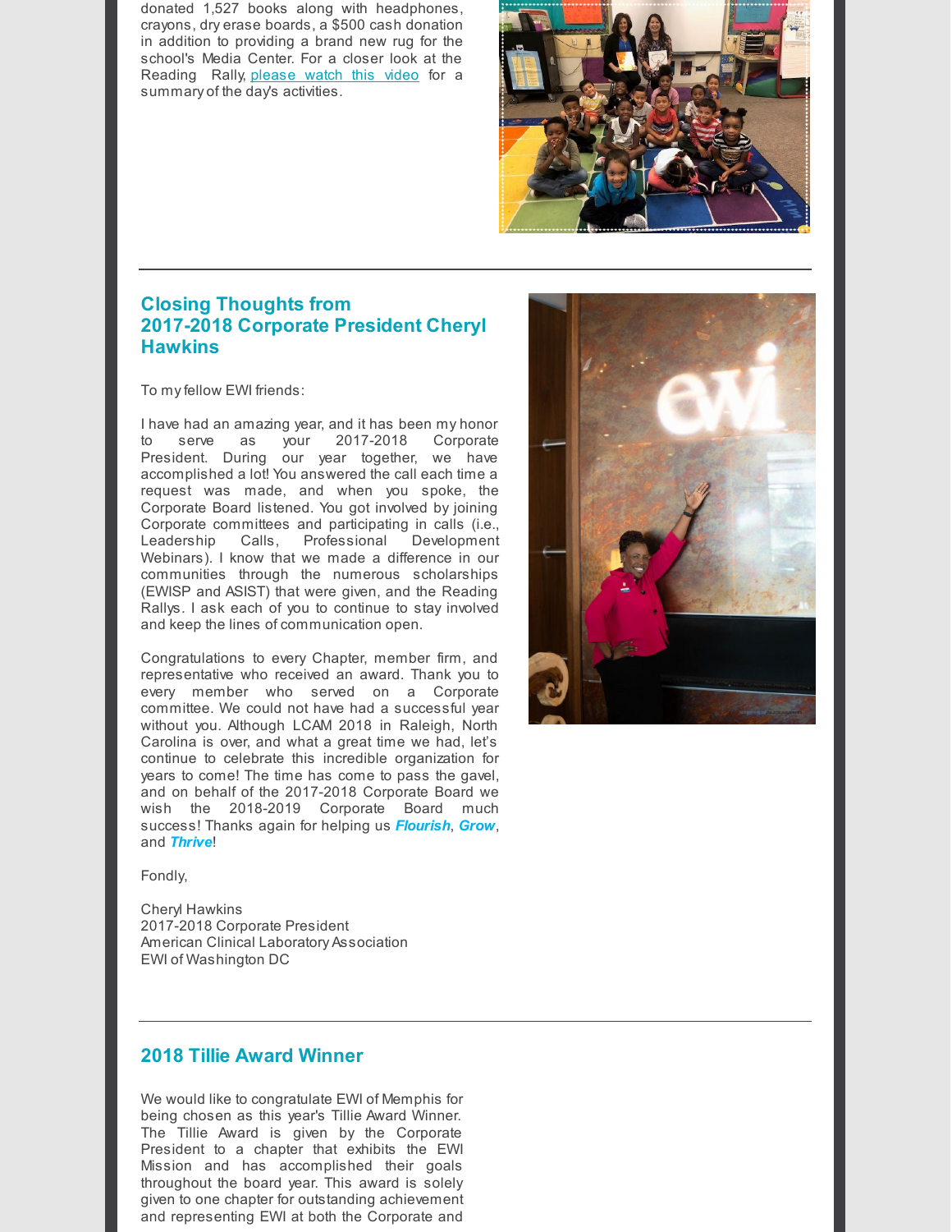donated 1,527 books along with headphones, crayons, dry erase boards, a $500 cash donation in addition to providing a brand new rug for the school's Media Center. For a closer look at the Reading Rally, please watch this video for a summary of the day's activities.

---

## Closing Thoughts from 2017-2018 Corporate President Cheryl Hawkins

To my fellow EWI friends:

I have had an amazing year, and it has been my honor to serve as your 2017-2018 Corporate President. During our year together, we have accomplished a lot! You answered the call each time a request was made, and when you spoke, the Corporate Board listened. You got involved by joining Corporate committees and participating in calls (i.e., Leadership Calls, Professional Development Webinars). I know that we made a difference in our communities through the numerous scholarships (EWISP and ASIST) that were given, and the Reading Rallys. I ask each of you to continue to stay involved and keep the lines of communication open.

Congratulations to every Chapter, member firm, and representative who received an award. Thank you to every member who served on a Corporate committee. We could not have had a successful year without you. Although LCAM 2018 in Raleigh, North Carolina is over, and what a great time we had, let's continue to celebrate this incredible organization for years to come! The time has come to pass the gavel, and on behalf of the 2017-2018 Corporate Board we wish the 2018-2019 Corporate Board much success! Thanks again for helping us ***Flourish***, ***Grow***, and ***Thrive***!

Fondly,

Cheryl Hawkins
2017-2018 Corporate President
American Clinical Laboratory Association
EWI of Washington DC

---

## 2018 Tillie Award Winner

We would like to congratulate EWI of Memphis for being chosen as this year's Tillie Award Winner. The Tillie Award is given by the Corporate President to a chapter that exhibits the EWI Mission and has accomplished their goals throughout the board year. This award is solely given to one chapter for outstanding achievement and representing EWI at both the Corporate and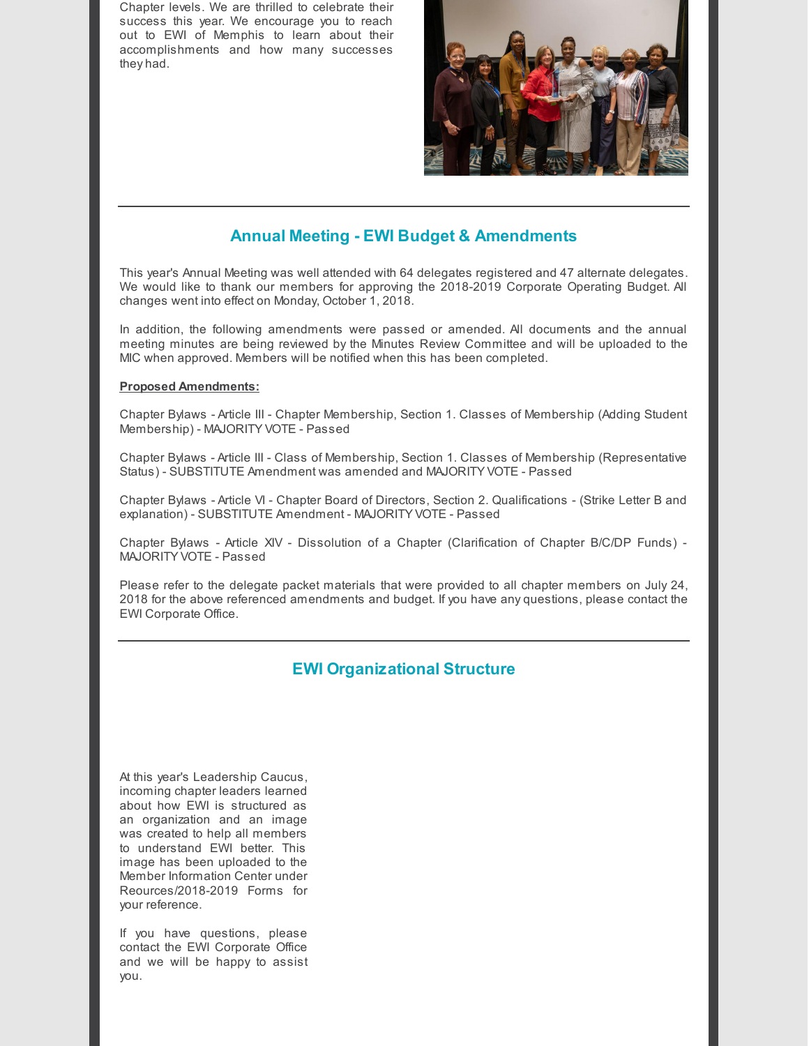Chapter levels. We are thrilled to celebrate their success this year. We encourage you to reach out to EWI of Memphis to learn about their accomplishments and how many successes they had.

---

## Annual Meeting - EWI Budget & Amendments

This year's Annual Meeting was well attended with 64 delegates registered and 47 alternate delegates. We would like to thank our members for approving the 2018-2019 Corporate Operating Budget. All changes went into effect on Monday, October 1, 2018.

In addition, the following amendments were passed or amended. All documents and the annual meeting minutes are being reviewed by the Minutes Review Committee and will be uploaded to the MIC when approved. Members will be notified when this has been completed.

**Proposed Amendments:**

Chapter Bylaws - Article III - Chapter Membership, Section 1. Classes of Membership (Adding Student Membership) - MAJORITY VOTE - Passed

Chapter Bylaws - Article III - Class of Membership, Section 1. Classes of Membership (Representative Status) - SUBSTITUTE Amendment was amended and MAJORITY VOTE - Passed

Chapter Bylaws - Article VI - Chapter Board of Directors, Section 2. Qualifications - (Strike Letter B and explanation) - SUBSTITUTE Amendment - MAJORITY VOTE - Passed

Chapter Bylaws - Article XIV - Dissolution of a Chapter (Clarification of Chapter B/C/DP Funds) - MAJORITY VOTE - Passed

Please refer to the delegate packet materials that were provided to all chapter members on July 24, 2018 for the above referenced amendments and budget. If you have any questions, please contact the EWI Corporate Office.

---

## EWI Organizational Structure

At this year's Leadership Caucus, incoming chapter leaders learned about how EWI is structured as an organization and an image was created to help all members to understand EWI better. This image has been uploaded to the Member Information Center under Reources/2018-2019 Forms for your reference.

If you have questions, please contact the EWI Corporate Office and we will be happy to assist you.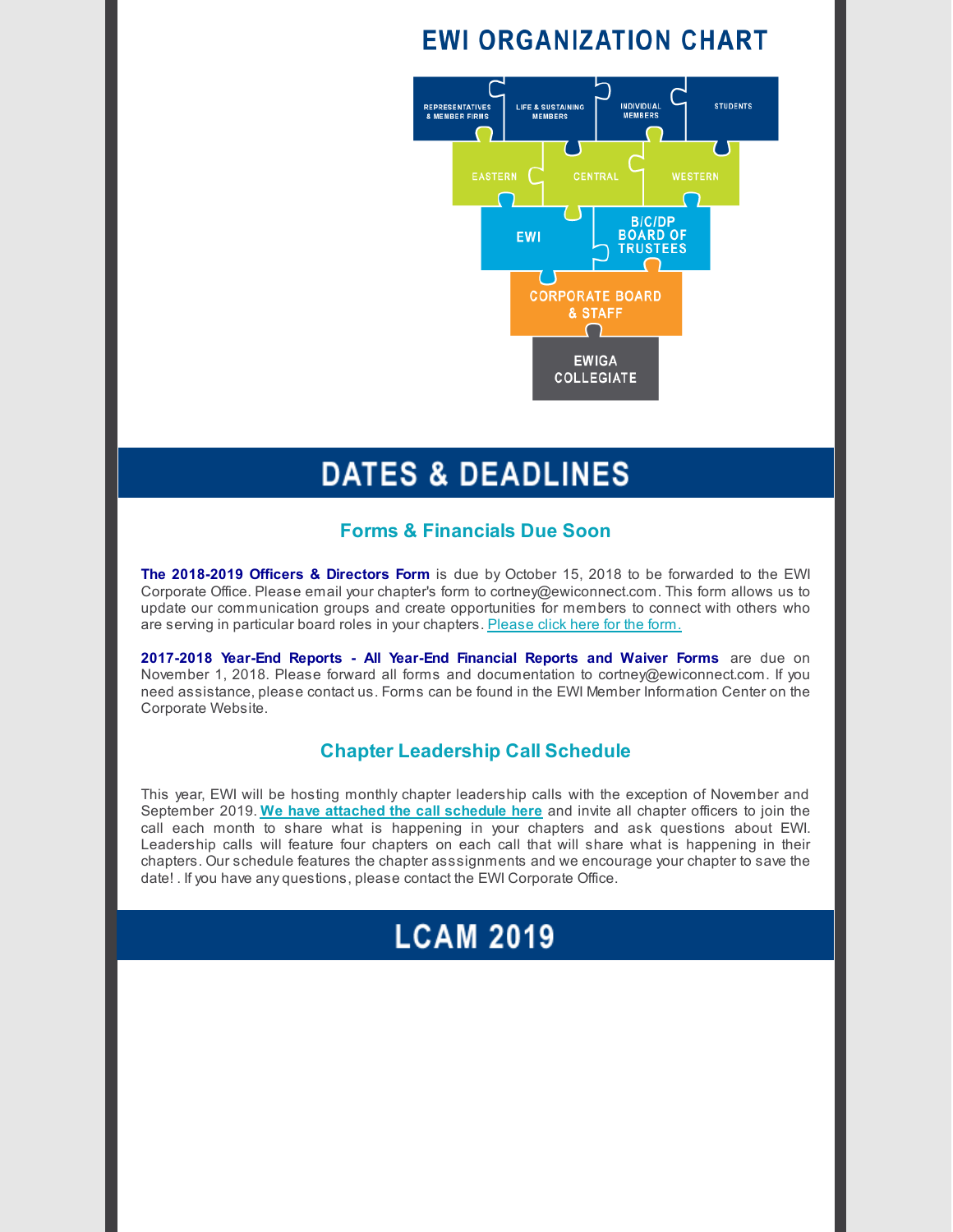# EWI ORGANIZATION CHART

REPRESENTATIVES & MEMBER FIRMS | LIFE & SUSTAINING MEMBERS | INDIVIDUAL MEMBERS | STUDENTS

EASTERN | CENTRAL | WESTERN

EWI | B/C/DP BOARD OF TRUSTEES

CORPORATE BOARD & STAFF

EWIGA COLLEGIATE

# DATES & DEADLINES

## Forms & Financials Due Soon

**The 2018-2019 Officers & Directors Form** is due by October 15, 2018 to be forwarded to the EWI Corporate Office. Please email your chapter's form to cortney@ewiconnect.com. This form allows us to update our communication groups and create opportunities for members to connect with others who are serving in particular board roles in your chapters. Please click here for the form.

**2017-2018 Year-End Reports - All Year-End Financial Reports and Waiver Forms** are due on November 1, 2018. Please forward all forms and documentation to cortney@ewiconnect.com. If you need assistance, please contact us. Forms can be found in the EWI Member Information Center on the Corporate Website.

## Chapter Leadership Call Schedule

This year, EWI will be hosting monthly chapter leadership calls with the exception of November and September 2019. **We have attached the call schedule here** and invite all chapter officers to join the call each month to share what is happening in your chapters and ask questions about EWI. Leadership calls will feature four chapters on each call that will share what is happening in their chapters. Our schedule features the chapter asssignments and we encourage your chapter to save the date! . If you have any questions, please contact the EWI Corporate Office.

# LCAM 2019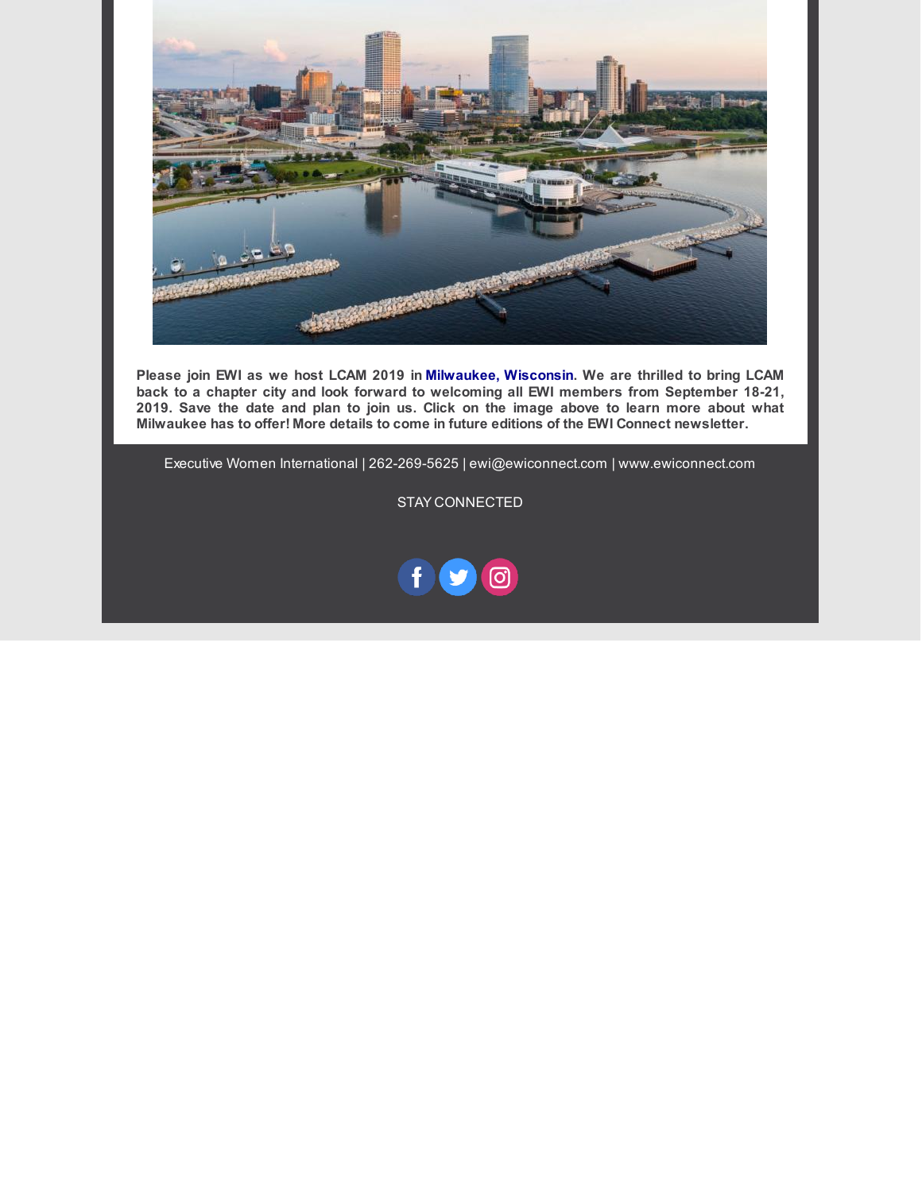**Please join EWI as we host LCAM 2019 in Milwaukee, Wisconsin. We are thrilled to bring LCAM back to a chapter city and look forward to welcoming all EWI members from September 18-21, 2019. Save the date and plan to join us. Click on the image above to learn more about what Milwaukee has to offer! More details to come in future editions of the EWI Connect newsletter.**

Executive Women International | 262-269-5625 | ewi@ewiconnect.com | www.ewiconnect.com

STAY CONNECTED